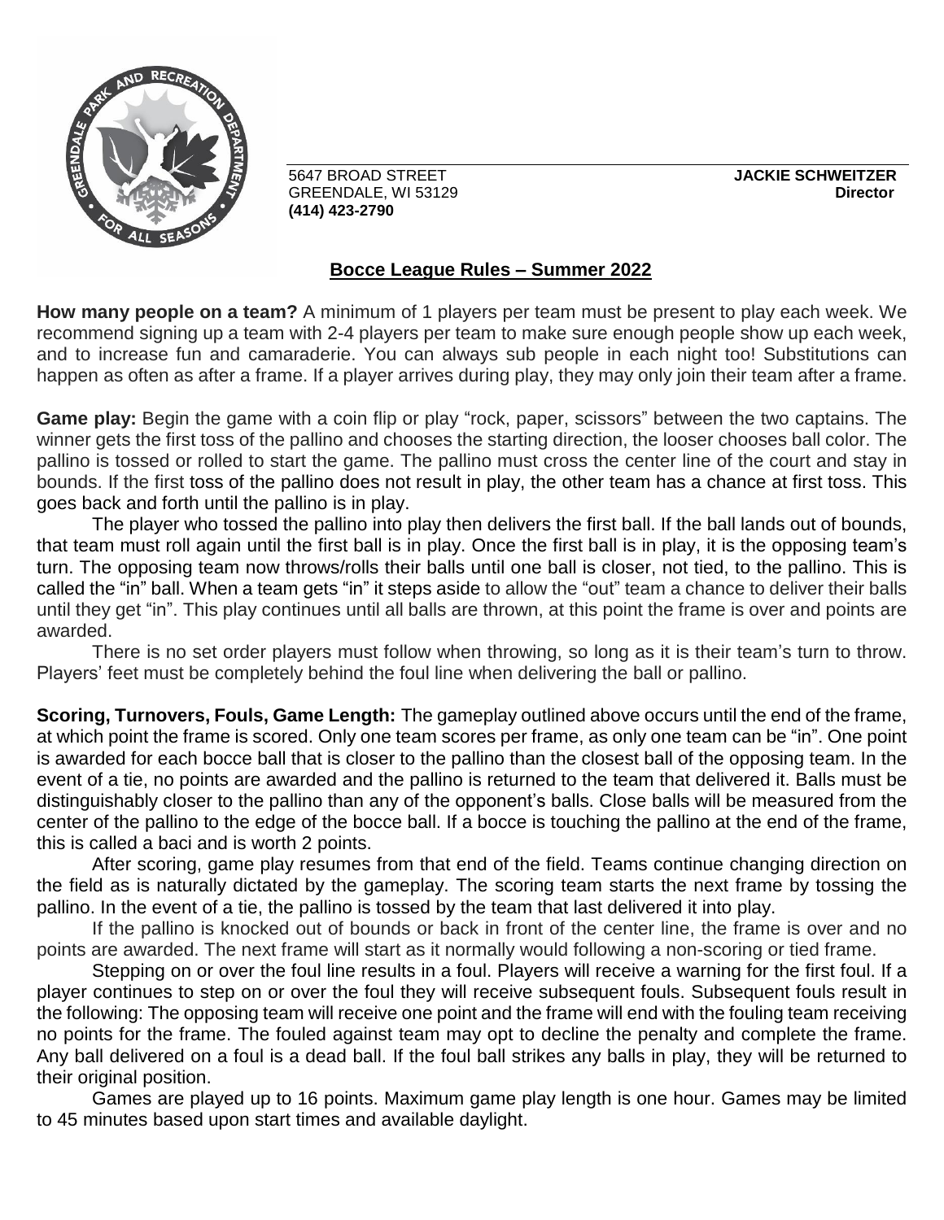5647 BROAD STREET
GREENDALE, WI 53129
**(414) 423-2790**

**JACKIE SCHWEITZER**
**Director**

## Bocce League Rules – Summer 2022

**How many people on a team?** A minimum of 1 players per team must be present to play each week. We recommend signing up a team with 2-4 players per team to make sure enough people show up each week, and to increase fun and camaraderie. You can always sub people in each night too! Substitutions can happen as often as after a frame. If a player arrives during play, they may only join their team after a frame.

**Game play:** Begin the game with a coin flip or play "rock, paper, scissors" between the two captains. The winner gets the first toss of the pallino and chooses the starting direction, the looser chooses ball color. The pallino is tossed or rolled to start the game. The pallino must cross the center line of the court and stay in bounds. If the first toss of the pallino does not result in play, the other team has a chance at first toss. This goes back and forth until the pallino is in play.

The player who tossed the pallino into play then delivers the first ball. If the ball lands out of bounds, that team must roll again until the first ball is in play. Once the first ball is in play, it is the opposing team's turn. The opposing team now throws/rolls their balls until one ball is closer, not tied, to the pallino. This is called the "in" ball. When a team gets "in" it steps aside to allow the "out" team a chance to deliver their balls until they get "in". This play continues until all balls are thrown, at this point the frame is over and points are awarded.

There is no set order players must follow when throwing, so long as it is their team's turn to throw. Players' feet must be completely behind the foul line when delivering the ball or pallino.

**Scoring, Turnovers, Fouls, Game Length:** The gameplay outlined above occurs until the end of the frame, at which point the frame is scored. Only one team scores per frame, as only one team can be "in". One point is awarded for each bocce ball that is closer to the pallino than the closest ball of the opposing team. In the event of a tie, no points are awarded and the pallino is returned to the team that delivered it. Balls must be distinguishably closer to the pallino than any of the opponent's balls. Close balls will be measured from the center of the pallino to the edge of the bocce ball. If a bocce is touching the pallino at the end of the frame, this is called a baci and is worth 2 points.

After scoring, game play resumes from that end of the field. Teams continue changing direction on the field as is naturally dictated by the gameplay. The scoring team starts the next frame by tossing the pallino. In the event of a tie, the pallino is tossed by the team that last delivered it into play.

If the pallino is knocked out of bounds or back in front of the center line, the frame is over and no points are awarded. The next frame will start as it normally would following a non-scoring or tied frame.

Stepping on or over the foul line results in a foul. Players will receive a warning for the first foul. If a player continues to step on or over the foul they will receive subsequent fouls. Subsequent fouls result in the following: The opposing team will receive one point and the frame will end with the fouling team receiving no points for the frame. The fouled against team may opt to decline the penalty and complete the frame. Any ball delivered on a foul is a dead ball. If the foul ball strikes any balls in play, they will be returned to their original position.

Games are played up to 16 points. Maximum game play length is one hour. Games may be limited to 45 minutes based upon start times and available daylight.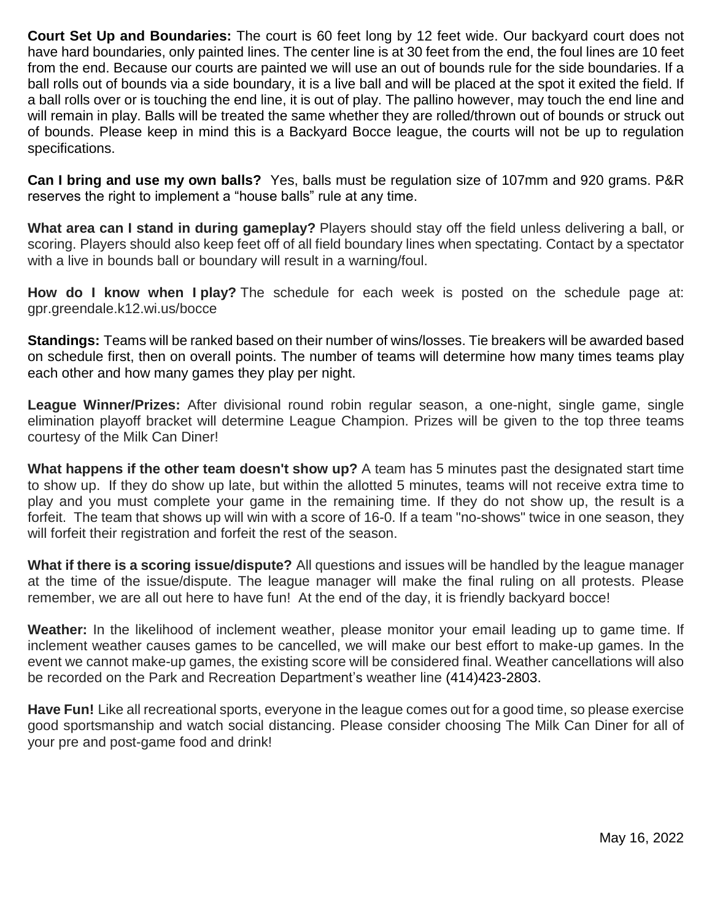**Court Set Up and Boundaries:** The court is 60 feet long by 12 feet wide. Our backyard court does not have hard boundaries, only painted lines. The center line is at 30 feet from the end, the foul lines are 10 feet from the end. Because our courts are painted we will use an out of bounds rule for the side boundaries. If a ball rolls out of bounds via a side boundary, it is a live ball and will be placed at the spot it exited the field. If a ball rolls over or is touching the end line, it is out of play. The pallino however, may touch the end line and will remain in play. Balls will be treated the same whether they are rolled/thrown out of bounds or struck out of bounds. Please keep in mind this is a Backyard Bocce league, the courts will not be up to regulation specifications.

**Can I bring and use my own balls?** Yes, balls must be regulation size of 107mm and 920 grams. P&R reserves the right to implement a "house balls" rule at any time.

**What area can I stand in during gameplay?** Players should stay off the field unless delivering a ball, or scoring. Players should also keep feet off of all field boundary lines when spectating. Contact by a spectator with a live in bounds ball or boundary will result in a warning/foul.

**How do I know when I play?** The schedule for each week is posted on the schedule page at: gpr.greendale.k12.wi.us/bocce

**Standings:** Teams will be ranked based on their number of wins/losses. Tie breakers will be awarded based on schedule first, then on overall points. The number of teams will determine how many times teams play each other and how many games they play per night.

**League Winner/Prizes:** After divisional round robin regular season, a one-night, single game, single elimination playoff bracket will determine League Champion. Prizes will be given to the top three teams courtesy of the Milk Can Diner!

**What happens if the other team doesn't show up?** A team has 5 minutes past the designated start time to show up. If they do show up late, but within the allotted 5 minutes, teams will not receive extra time to play and you must complete your game in the remaining time. If they do not show up, the result is a forfeit. The team that shows up will win with a score of 16-0. If a team "no-shows" twice in one season, they will forfeit their registration and forfeit the rest of the season.

**What if there is a scoring issue/dispute?** All questions and issues will be handled by the league manager at the time of the issue/dispute. The league manager will make the final ruling on all protests. Please remember, we are all out here to have fun! At the end of the day, it is friendly backyard bocce!

**Weather:** In the likelihood of inclement weather, please monitor your email leading up to game time. If inclement weather causes games to be cancelled, we will make our best effort to make-up games. In the event we cannot make-up games, the existing score will be considered final. Weather cancellations will also be recorded on the Park and Recreation Department's weather line (414)423-2803.

**Have Fun!** Like all recreational sports, everyone in the league comes out for a good time, so please exercise good sportsmanship and watch social distancing. Please consider choosing The Milk Can Diner for all of your pre and post-game food and drink!

May 16, 2022